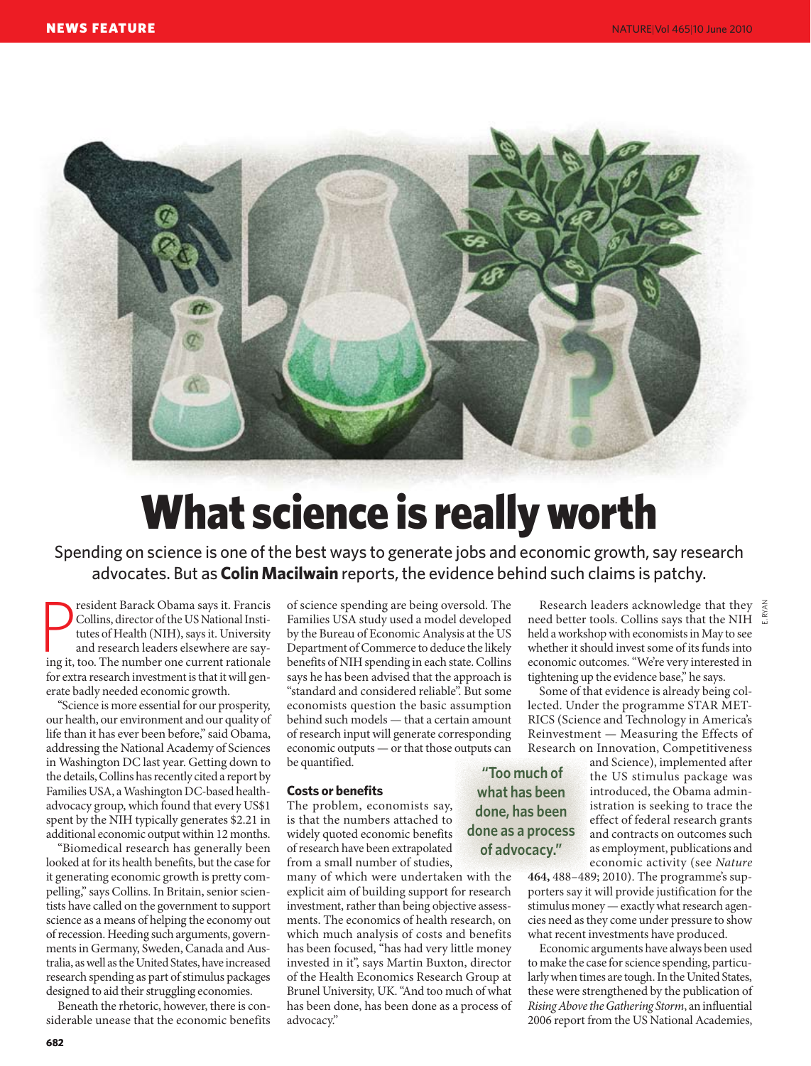# What science is really worth

Spending on science is one of the best ways to generate jobs and economic growth, say research advocates. But as **Colin Macilwain** reports, the evidence behind such claims is patchy.

President Barack Obama says it. Francis Collins, director of the US National Institutes of Health (NIH), says it. University and research leaders elsewhere are saying it, too. The number one current rationale for extra research investment is that it will generate badly needed economic growth.

"Science is more essential for our prosperity, our health, our environment and our quality of life than it has ever been before," said Obama, addressing the National Academy of Sciences in Washington DC last year. Getting down to the details, Collins has recently cited a report by Families USA, a Washington DC-based health-advocacy group, which found that every US$1 spent by the NIH typically generates $2.21 in additional economic output within 12 months.

"Biomedical research has generally been looked at for its health benefits, but the case for it generating economic growth is pretty compelling," says Collins. In Britain, senior scientists have called on the government to support science as a means of helping the economy out of recession. Heeding such arguments, governments in Germany, Sweden, Canada and Australia, as well as the United States, have increased research spending as part of stimulus packages designed to aid their struggling economies.

Beneath the rhetoric, however, there is considerable unease that the economic benefits of science spending are being oversold. The Families USA study used a model developed by the Bureau of Economic Analysis at the US Department of Commerce to deduce the likely benefits of NIH spending in each state. Collins says he has been advised that the approach is "standard and considered reliable". But some economists question the basic assumption behind such models — that a certain amount of research input will generate corresponding economic outputs — or that those outputs can be quantified.

## Costs or benefits

The problem, economists say, is that the numbers attached to widely quoted economic benefits of research have been extrapolated from a small number of studies, many of which were undertaken with the explicit aim of building support for research investment, rather than being objective assessments. The economics of health research, on which much analysis of costs and benefits has been focused, "has had very little money invested in it", says Martin Buxton, director of the Health Economics Research Group at Brunel University, UK. "And too much of what has been done, has been done as a process of advocacy."

> "Too much of what has been done, has been done as a process of advocacy."

Research leaders acknowledge that they need better tools. Collins says that the NIH held a workshop with economists in May to see whether it should invest some of its funds into economic outcomes. "We're very interested in tightening up the evidence base," he says.

Some of that evidence is already being collected. Under the programme STAR METRICS (Science and Technology in America's Reinvestment — Measuring the Effects of Research on Innovation, Competitiveness and Science), implemented after the US stimulus package was introduced, the Obama administration is seeking to trace the effect of federal research grants and contracts on outcomes such as employment, publications and economic activity (see *Nature* **464,** 488–489; 2010). The programme's supporters say it will provide justification for the stimulus money — exactly what research agencies need as they come under pressure to show what recent investments have produced.

Economic arguments have always been used to make the case for science spending, particularly when times are tough. In the United States, these were strengthened by the publication of *Rising Above the Gathering Storm*, an influential 2006 report from the US National Academies,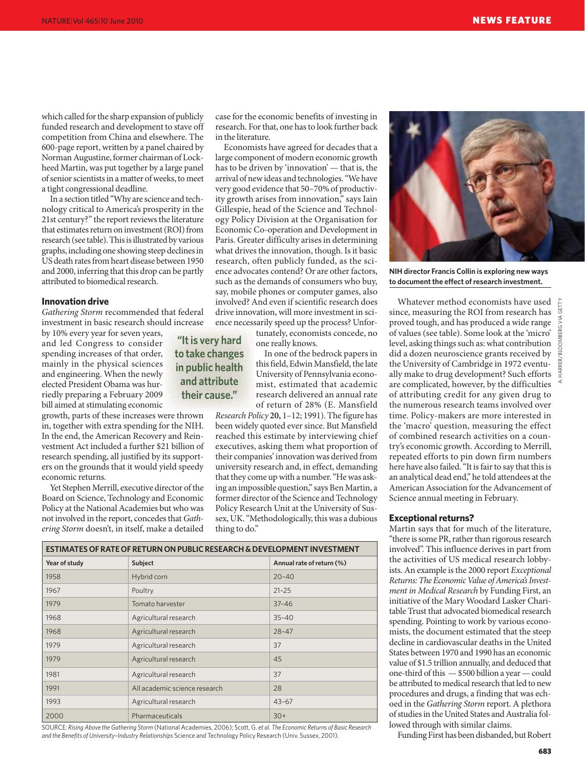which called for the sharp expansion of publicly funded research and development to stave off competition from China and elsewhere. The 600-page report, written by a panel chaired by Norman Augustine, former chairman of Lockheed Martin, was put together by a large panel of senior scientists in a matter of weeks, to meet a tight congressional deadline.

In a section titled "Why are science and technology critical to America's prosperity in the 21st century?" the report reviews the literature that estimates return on investment (ROI) from research (see table). This is illustrated by various graphs, including one showing steep declines in US death rates from heart disease between 1950 and 2000, inferring that this drop can be partly attributed to biomedical research.

### Innovation drive

*Gathering Storm* recommended that federal investment in basic research should increase by 10% every year for seven years, and led Congress to consider spending increases of that order, mainly in the physical sciences and engineering. When the newly elected President Obama was hurriedly preparing a February 2009 bill aimed at stimulating economic growth, parts of these increases were thrown in, together with extra spending for the NIH. In the end, the American Recovery and Reinvestment Act included a further $21 billion of research spending, all justified by its supporters on the grounds that it would yield speedy economic returns.

Yet Stephen Merrill, executive director of the Board on Science, Technology and Economic Policy at the National Academies but who was not involved in the report, concedes that *Gathering Storm* doesn't, in itself, make a detailed case for the economic benefits of investing in research. For that, one has to look further back in the literature.

Economists have agreed for decades that a large component of modern economic growth has to be driven by 'innovation' — that is, the arrival of new ideas and technologies. "We have very good evidence that 50–70% of productivity growth arises from innovation," says Iain Gillespie, head of the Science and Technology Policy Division at the Organisation for Economic Co-operation and Development in Paris. Greater difficulty arises in determining what drives the innovation, though. Is it basic research, often publicly funded, as the science advocates contend? Or are other factors, such as the demands of consumers who buy, say, mobile phones or computer games, also involved? And even if scientific research does drive innovation, will more investment in science necessarily speed up the process? Unfortunately, economists concede, no one really knows.

> **"It is very hard to take changes in public health and attribute their cause."**

In one of the bedrock papers in this field, Edwin Mansfield, the late University of Pennsylvania economist, estimated that academic research delivered an annual rate of return of 28% (E. Mansfield *Research Policy* **20,** 1–12; 1991). The figure has been widely quoted ever since. But Mansfield reached this estimate by interviewing chief executives, asking them what proportion of their companies' innovation was derived from university research and, in effect, demanding that they come up with a number. "He was asking an impossible question," says Ben Martin, a former director of the Science and Technology Policy Research Unit at the University of Sussex, UK. "Methodologically, this was a dubious thing to do."

| ESTIMATES OF RATE OF RETURN ON PUBLIC RESEARCH & DEVELOPMENT INVESTMENT | | |
|---|---|---|
| **Year of study** | **Subject** | **Annual rate of return (%)** |
| 1958 | Hybrid corn | 20–40 |
| 1967 | Poultry | 21–25 |
| 1979 | Tomato harvester | 37–46 |
| 1968 | Agricultural research | 35–40 |
| 1968 | Agricultural research | 28–47 |
| 1979 | Agricultural research | 37 |
| 1979 | Agricultural research | 45 |
| 1981 | Agricultural research | 37 |
| 1991 | All academic science research | 28 |
| 1993 | Agricultural research | 43–67 |
| 2000 | Pharmaceuticals | 30+ |

SOURCE: *Rising Above the Gathering Storm* (National Academies, 2006); Scott, G. *et al. The Economic Returns of Basic Research and the Benefits of University–Industry Relationships* Science and Technology Policy Research (Univ. Sussex, 2001).

NIH director Francis Collin is exploring new ways to document the effect of research investment.

Whatever method economists have used since, measuring the ROI from research has proved tough, and has produced a wide range of values (see table). Some look at the 'micro' level, asking things such as: what contribution did a dozen neuroscience grants received by the University of Cambridge in 1972 eventually make to drug development? Such efforts are complicated, however, by the difficulties of attributing credit for any given drug to the numerous research teams involved over time. Policy-makers are more interested in the 'macro' question, measuring the effect of combined research activities on a country's economic growth. According to Merrill, repeated efforts to pin down firm numbers here have also failed. "It is fair to say that this is an analytical dead end," he told attendees at the American Association for the Advancement of Science annual meeting in February.

### Exceptional returns?

Martin says that for much of the literature, "there is some PR, rather than rigorous research involved". This influence derives in part from the activities of US medical research lobbyists. An example is the 2000 report *Exceptional Returns: The Economic Value of America's Investment in Medical Research* by Funding First, an initiative of the Mary Woodard Lasker Charitable Trust that advocated biomedical research spending. Pointing to work by various economists, the document estimated that the steep decline in cardiovascular deaths in the United States between 1970 and 1990 has an economic value of $1.5 trillion annually, and deduced that one-third of this — $500 billion a year — could be attributed to medical research that led to new procedures and drugs, a finding that was echoed in the *Gathering Storm* report. A plethora of studies in the United States and Australia followed through with similar claims.

Funding First has been disbanded, but Robert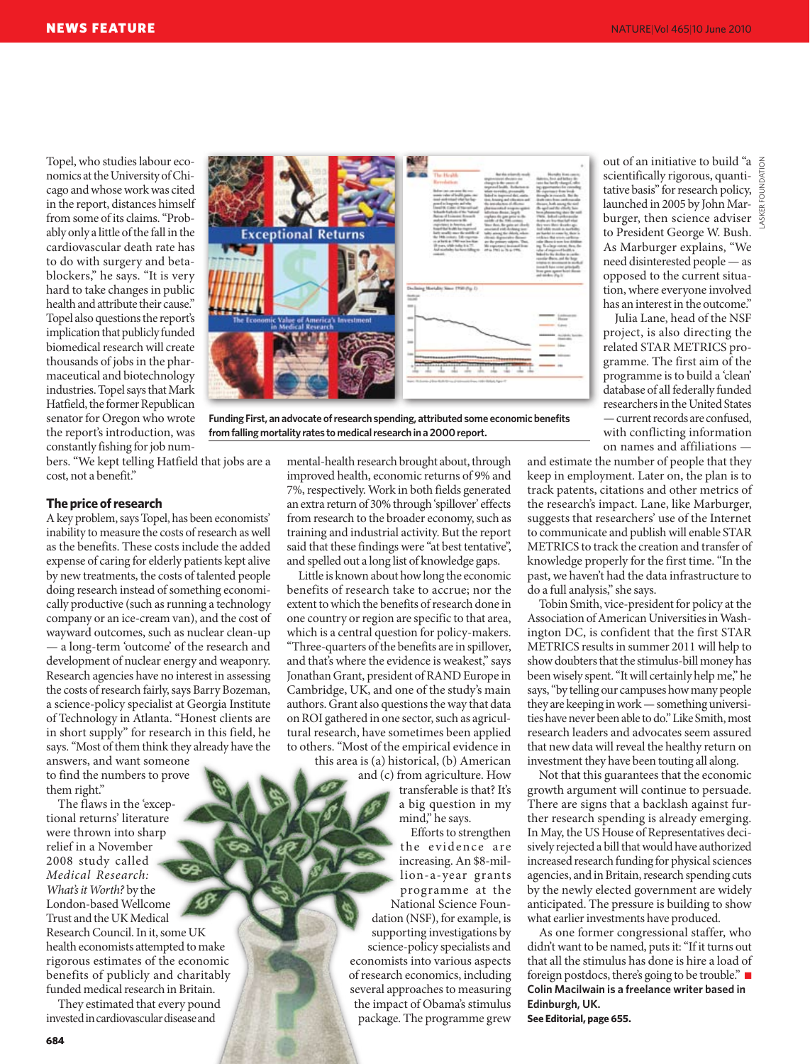Topel, who studies labour economics at the University of Chicago and whose work was cited in the report, distances himself from some of its claims. "Probably only a little of the fall in the cardiovascular death rate has to do with surgery and beta-blockers," he says. "It is very hard to take changes in public health and attribute their cause." Topel also questions the report's implication that publicly funded biomedical research will create thousands of jobs in the pharmaceutical and biotechnology industries. Topel says that Mark Hatfield, the former Republican senator for Oregon who wrote the report's introduction, was constantly fishing for job numbers. "We kept telling Hatfield that jobs are a cost, not a benefit."

Funding First, an advocate of research spending, attributed some economic benefits from falling mortality rates to medical research in a 2000 report.

## The price of research

A key problem, says Topel, has been economists' inability to measure the costs of research as well as the benefits. These costs include the added expense of caring for elderly patients kept alive by new treatments, the costs of talented people doing research instead of something economically productive (such as running a technology company or an ice-cream van), and the cost of wayward outcomes, such as nuclear clean-up — a long-term 'outcome' of the research and development of nuclear energy and weaponry. Research agencies have no interest in assessing the costs of research fairly, says Barry Bozeman, a science-policy specialist at Georgia Institute of Technology in Atlanta. "Honest clients are in short supply" for research in this field, he says. "Most of them think they already have the answers, and want someone to find the numbers to prove them right."

The flaws in the 'exceptional returns' literature were thrown into sharp relief in a November 2008 study called *Medical Research: What's it Worth?* by the London-based Wellcome Trust and the UK Medical Research Council. In it, some UK health economists attempted to make rigorous estimates of the economic benefits of publicly and charitably funded medical research in Britain.

They estimated that every pound invested in cardiovascular disease and mental-health research brought about, through improved health, economic returns of 9% and 7%, respectively. Work in both fields generated an extra return of 30% through 'spillover' effects from research to the broader economy, such as training and industrial activity. But the report said that these findings were "at best tentative", and spelled out a long list of knowledge gaps.

Little is known about how long the economic benefits of research take to accrue; nor the extent to which the benefits of research done in one country or region are specific to that area, which is a central question for policy-makers. "Three-quarters of the benefits are in spillover, and that's where the evidence is weakest," says Jonathan Grant, president of RAND Europe in Cambridge, UK, and one of the study's main authors. Grant also questions the way that data on ROI gathered in one sector, such as agricultural research, have sometimes been applied to others. "Most of the empirical evidence in this area is (a) historical, (b) American and (c) from agriculture. How transferable is that? It's a big question in my mind," he says.

Efforts to strengthen the evidence are increasing. An $8-million-a-year grants programme at the National Science Foundation (NSF), for example, is supporting investigations by science-policy specialists and economists into various aspects of research economics, including several approaches to measuring the impact of Obama's stimulus package. The programme grew out of an initiative to build "a scientifically rigorous, quantitative basis" for research policy, launched in 2005 by John Marburger, then science adviser to President George W. Bush. As Marburger explains, "We need disinterested people — as opposed to the current situation, where everyone involved has an interest in the outcome."

Julia Lane, head of the NSF project, is also directing the related STAR METRICS programme. The first aim of the programme is to build a 'clean' database of all federally funded researchers in the United States — current records are confused, with conflicting information on names and affiliations — and estimate the number of people that they keep in employment. Later on, the plan is to track patents, citations and other metrics of the research's impact. Lane, like Marburger, suggests that researchers' use of the Internet to communicate and publish will enable STAR METRICS to track the creation and transfer of knowledge properly for the first time. "In the past, we haven't had the data infrastructure to do a full analysis," she says.

Tobin Smith, vice-president for policy at the Association of American Universities in Washington DC, is confident that the first STAR METRICS results in summer 2011 will help to show doubters that the stimulus-bill money has been wisely spent. "It will certainly help me," he says, "by telling our campuses how many people they are keeping in work — something universities have never been able to do." Like Smith, most research leaders and advocates seem assured that new data will reveal the healthy return on investment they have been touting all along.

Not that this guarantees that the economic growth argument will continue to persuade. There are signs that a backlash against further research spending is already emerging. In May, the US House of Representatives decisively rejected a bill that would have authorized increased research funding for physical sciences agencies, and in Britain, research spending cuts by the newly elected government are widely anticipated. The pressure is building to show what earlier investments have produced.

As one former congressional staffer, who didn't want to be named, puts it: "If it turns out that all the stimulus has done is hire a load of foreign postdocs, there's going to be trouble." ■

**Colin Macilwain is a freelance writer based in Edinburgh, UK.**

**See Editorial, page 655.**